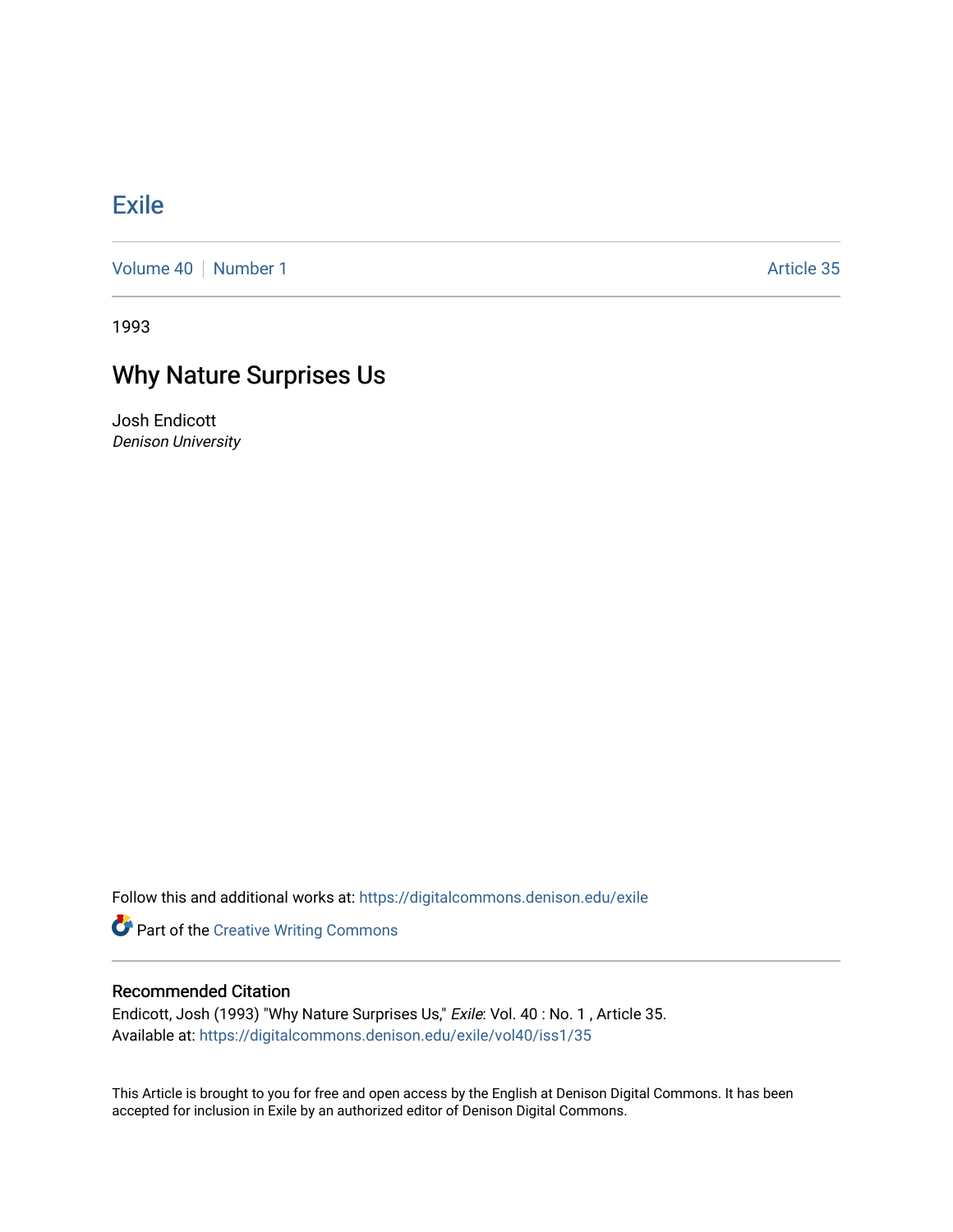# Exile

Volume 40 | Number 1 Article 35

1993

## Why Nature Surprises Us

Josh Endicott
*Denison University*

Follow this and additional works at: https://digitalcommons.denison.edu/exile

Part of the Creative Writing Commons

### Recommended Citation

Endicott, Josh (1993) "Why Nature Surprises Us," *Exile*: Vol. 40 : No. 1 , Article 35.
Available at: https://digitalcommons.denison.edu/exile/vol40/iss1/35

This Article is brought to you for free and open access by the English at Denison Digital Commons. It has been accepted for inclusion in Exile by an authorized editor of Denison Digital Commons.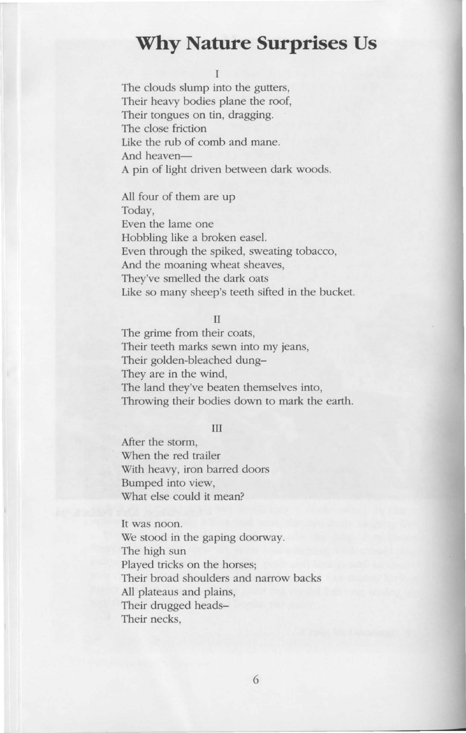# Why Nature Surprises Us

I

The clouds slump into the gutters,
Their heavy bodies plane the roof,
Their tongues on tin, dragging.
The close friction
Like the rub of comb and mane.
And heaven—
A pin of light driven between dark woods.

All four of them are up
Today,
Even the lame one
Hobbling like a broken easel.
Even through the spiked, sweating tobacco,
And the moaning wheat sheaves,
They've smelled the dark oats
Like so many sheep's teeth sifted in the bucket.

II

The grime from their coats,
Their teeth marks sewn into my jeans,
Their golden-bleached dung–
They are in the wind,
The land they've beaten themselves into,
Throwing their bodies down to mark the earth.

III

After the storm,
When the red trailer
With heavy, iron barred doors
Bumped into view,
What else could it mean?

It was noon.
We stood in the gaping doorway.
The high sun
Played tricks on the horses;
Their broad shoulders and narrow backs
All plateaus and plains,
Their drugged heads–
Their necks,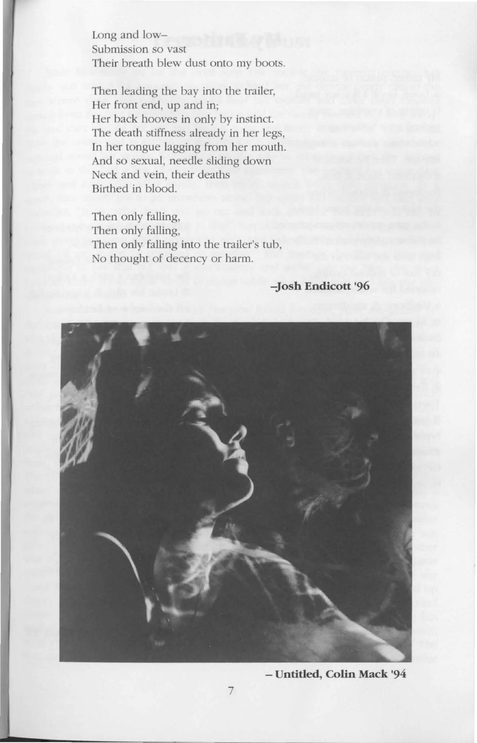Long and low–
Submission so vast
Their breath blew dust onto my boots.

Then leading the bay into the trailer,
Her front end, up and in;
Her back hooves in only by instinct.
The death stiffness already in her legs,
In her tongue lagging from her mouth.
And so sexual, needle sliding down
Neck and vein, their deaths
Birthed in blood.

Then only falling,
Then only falling,
Then only falling into the trailer's tub,
No thought of decency or harm.

**–Josh Endicott '96**

**– Untitled, Colin Mack '94**